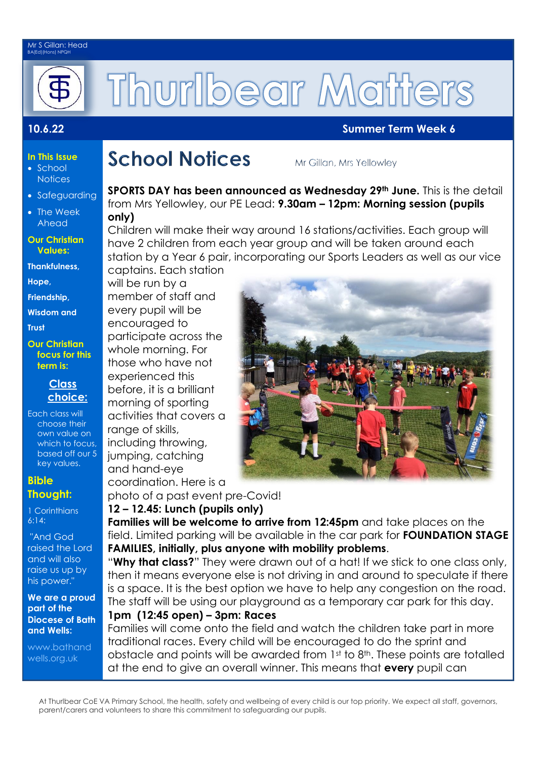Mr S Gillan: Head
BA(Ed)(Hons) NPQH

# Thurlbear Matters

**10.6.22** **Summer Term Week 6**

**In This Issue**

- School Notices
- Safeguarding
- The Week Ahead

**Our Christian Values:**

**Thankfulness,**

**Hope,**

**Friendship,**

**Wisdom and**

**Trust**

**Our Christian focus for this term is:**

**Class choice:**

Each class will choose their own value on which to focus, based off our 5 key values.

**Bible Thought:**

1 Corinthians 6:14:

"And God raised the Lord and will also raise us up by his power."

**We are a proud part of the Diocese of Bath and Wells:**

www.bathandwells.org.uk

## School Notices

Mr Gillan, Mrs Yellowley

**SPORTS DAY has been announced as Wednesday 29th June.** This is the detail from Mrs Yellowley, our PE Lead: **9.30am – 12pm: Morning session (pupils only)**

Children will make their way around 16 stations/activities. Each group will have 2 children from each year group and will be taken around each station by a Year 6 pair, incorporating our Sports Leaders as well as our vice captains. Each station will be run by a member of staff and every pupil will be encouraged to participate across the whole morning. For those who have not experienced this before, it is a brilliant morning of sporting activities that covers a range of skills, including throwing, jumping, catching and hand-eye coordination. Here is a photo of a past event pre-Covid!

**12 – 12.45: Lunch (pupils only)**

**Families will be welcome to arrive from 12:45pm** and take places on the field. Limited parking will be available in the car park for **FOUNDATION STAGE FAMILIES, initially, plus anyone with mobility problems**.

"**Why that class?**" They were drawn out of a hat! If we stick to one class only, then it means everyone else is not driving in and around to speculate if there is a space. It is the best option we have to help any congestion on the road. The staff will be using our playground as a temporary car park for this day.

**1pm (12:45 open) – 3pm: Races**

Families will come onto the field and watch the children take part in more traditional races. Every child will be encouraged to do the sprint and obstacle and points will be awarded from 1st to 8th. These points are totalled at the end to give an overall winner. This means that **every** pupil can

At Thurlbear CoE VA Primary School, the health, safety and wellbeing of every child is our top priority. We expect all staff, governors, parent/carers and volunteers to share this commitment to safeguarding our pupils.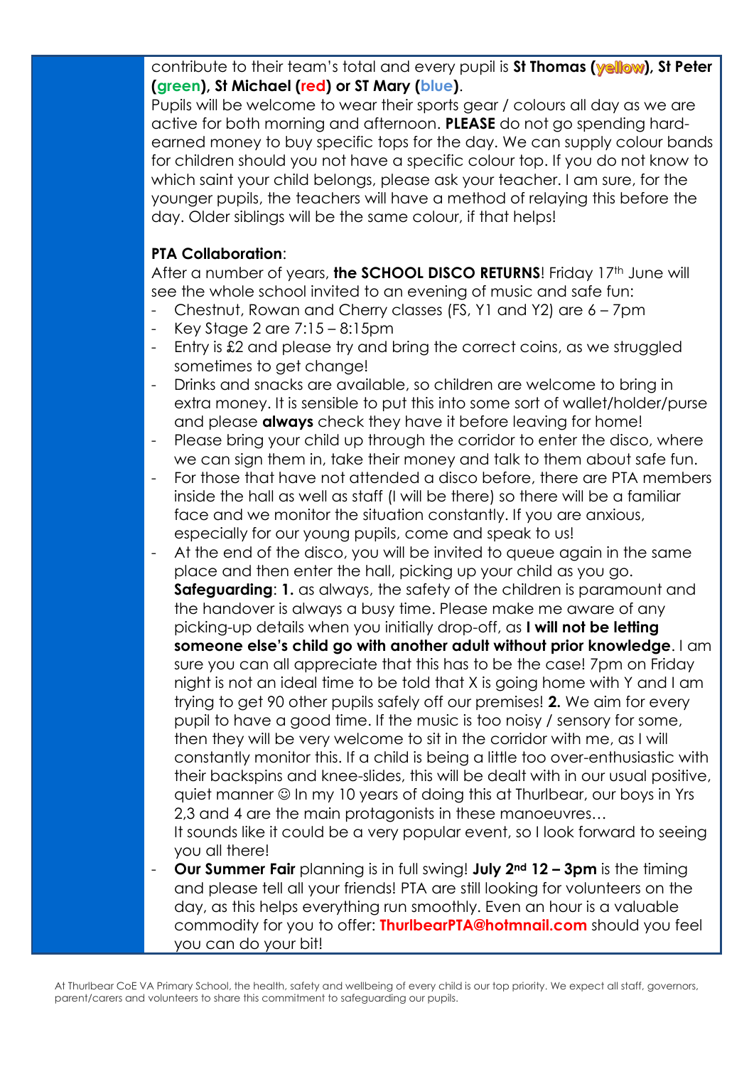contribute to their team's total and every pupil is **St Thomas (yellow)**, **St Peter (green)**, **St Michael (red) or ST Mary (blue)**.

Pupils will be welcome to wear their sports gear / colours all day as we are active for both morning and afternoon. **PLEASE** do not go spending hard-earned money to buy specific tops for the day. We can supply colour bands for children should you not have a specific colour top. If you do not know to which saint your child belongs, please ask your teacher. I am sure, for the younger pupils, the teachers will have a method of relaying this before the day. Older siblings will be the same colour, if that helps!

**PTA Collaboration**:

After a number of years, **the SCHOOL DISCO RETURNS**! Friday 17th June will see the whole school invited to an evening of music and safe fun:

- Chestnut, Rowan and Cherry classes (FS, Y1 and Y2) are 6 – 7pm
- Key Stage 2 are 7:15 – 8:15pm
- Entry is £2 and please try and bring the correct coins, as we struggled sometimes to get change!
- Drinks and snacks are available, so children are welcome to bring in extra money. It is sensible to put this into some sort of wallet/holder/purse and please **always** check they have it before leaving for home!
- Please bring your child up through the corridor to enter the disco, where we can sign them in, take their money and talk to them about safe fun.
- For those that have not attended a disco before, there are PTA members inside the hall as well as staff (I will be there) so there will be a familiar face and we monitor the situation constantly. If you are anxious, especially for our young pupils, come and speak to us!
- At the end of the disco, you will be invited to queue again in the same place and then enter the hall, picking up your child as you go. **Safeguarding**: **1.** as always, the safety of the children is paramount and the handover is always a busy time. Please make me aware of any picking-up details when you initially drop-off, as **I will not be letting someone else's child go with another adult without prior knowledge**. I am sure you can all appreciate that this has to be the case! 7pm on Friday night is not an ideal time to be told that X is going home with Y and I am trying to get 90 other pupils safely off our premises! **2.** We aim for every pupil to have a good time. If the music is too noisy / sensory for some, then they will be very welcome to sit in the corridor with me, as I will constantly monitor this. If a child is being a little too over-enthusiastic with their backspins and knee-slides, this will be dealt with in our usual positive, quiet manner ☺ In my 10 years of doing this at Thurlbear, our boys in Yrs 2,3 and 4 are the main protagonists in these manoeuvres…
  It sounds like it could be a very popular event, so I look forward to seeing you all there!
- **Our Summer Fair** planning is in full swing! **July 2nd 12 – 3pm** is the timing and please tell all your friends! PTA are still looking for volunteers on the day, as this helps everything run smoothly. Even an hour is a valuable commodity for you to offer: **ThurlbearPTA@hotmnail.com** should you feel you can do your bit!

At Thurlbear CoE VA Primary School, the health, safety and wellbeing of every child is our top priority. We expect all staff, governors, parent/carers and volunteers to share this commitment to safeguarding our pupils.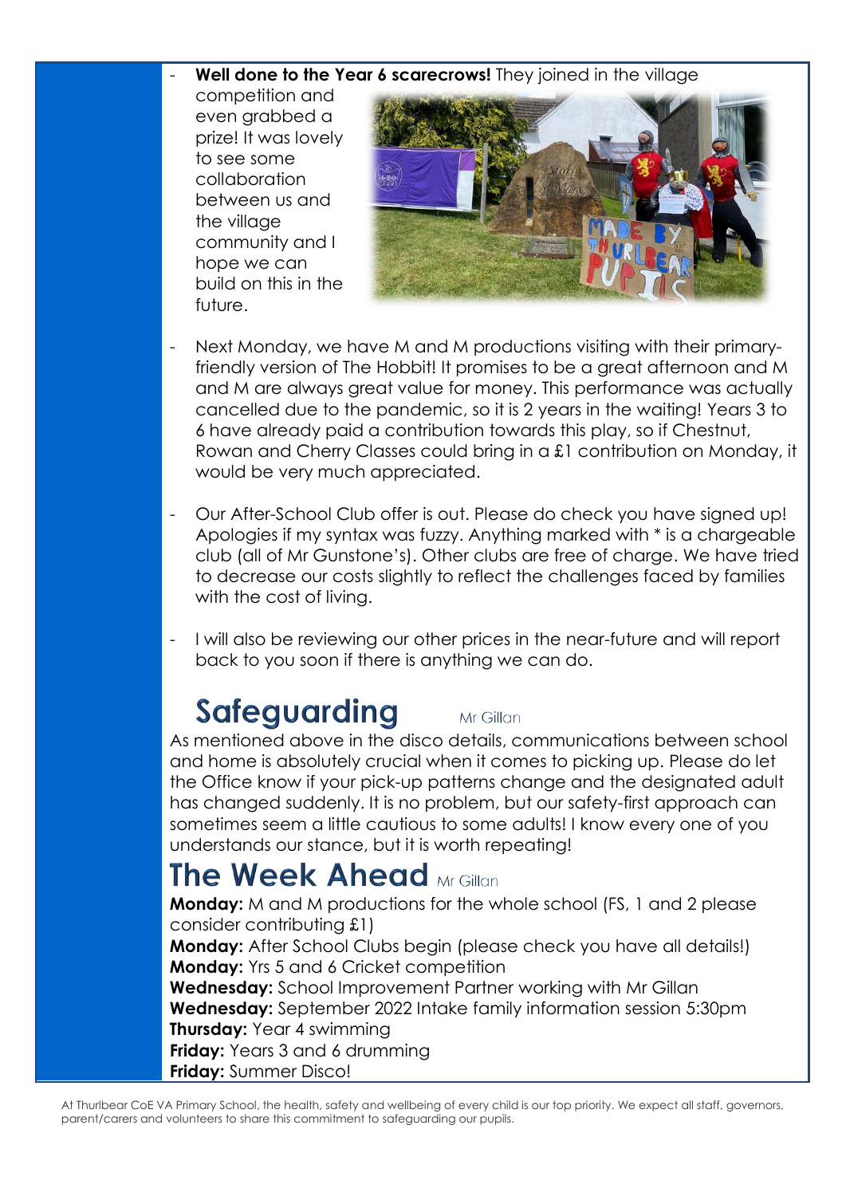- **Well done to the Year 6 scarecrows!** They joined in the village competition and even grabbed a prize! It was lovely to see some collaboration between us and the village community and I hope we can build on this in the future.

- Next Monday, we have M and M productions visiting with their primary-friendly version of The Hobbit! It promises to be a great afternoon and M and M are always great value for money. This performance was actually cancelled due to the pandemic, so it is 2 years in the waiting! Years 3 to 6 have already paid a contribution towards this play, so if Chestnut, Rowan and Cherry Classes could bring in a £1 contribution on Monday, it would be very much appreciated.

- Our After-School Club offer is out. Please do check you have signed up! Apologies if my syntax was fuzzy. Anything marked with * is a chargeable club (all of Mr Gunstone's). Other clubs are free of charge. We have tried to decrease our costs slightly to reflect the challenges faced by families with the cost of living.

- I will also be reviewing our other prices in the near-future and will report back to you soon if there is anything we can do.

## Safeguarding

Mr Gillan

As mentioned above in the disco details, communications between school and home is absolutely crucial when it comes to picking up. Please do let the Office know if your pick-up patterns change and the designated adult has changed suddenly. It is no problem, but our safety-first approach can sometimes seem a little cautious to some adults! I know every one of you understands our stance, but it is worth repeating!

## The Week Ahead

Mr Gillan

**Monday:** M and M productions for the whole school (FS, 1 and 2 please consider contributing £1)
**Monday:** After School Clubs begin (please check you have all details!)
**Monday:** Yrs 5 and 6 Cricket competition
**Wednesday:** School Improvement Partner working with Mr Gillan
**Wednesday:** September 2022 Intake family information session 5:30pm
**Thursday:** Year 4 swimming
**Friday:** Years 3 and 6 drumming
**Friday:** Summer Disco!

At Thurlbear CoE VA Primary School, the health, safety and wellbeing of every child is our top priority. We expect all staff, governors, parent/carers and volunteers to share this commitment to safeguarding our pupils.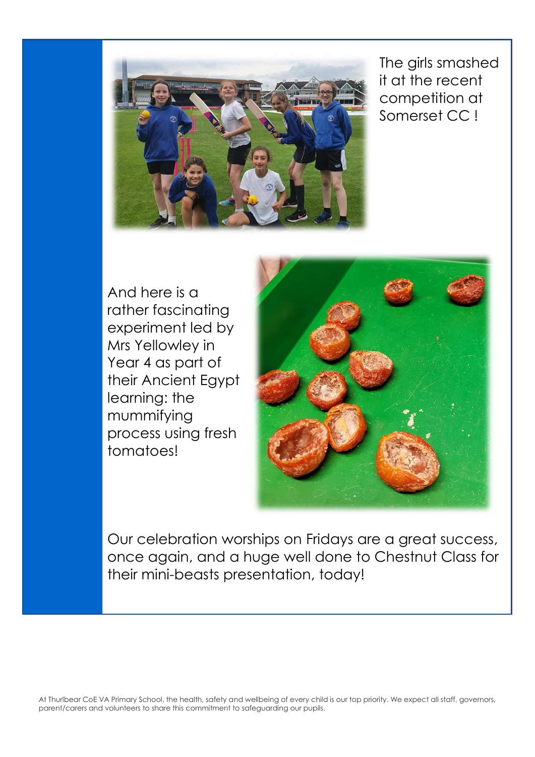The girls smashed it at the recent competition at Somerset CC !

And here is a rather fascinating experiment led by Mrs Yellowley in Year 4 as part of their Ancient Egypt learning: the mummifying process using fresh tomatoes!

Our celebration worships on Fridays are a great success, once again, and a huge well done to Chestnut Class for their mini-beasts presentation, today!

At Thurlbear CoE VA Primary School, the health, safety and wellbeing of every child is our top priority. We expect all staff, governors, parent/carers and volunteers to share this commitment to safeguarding our pupils.